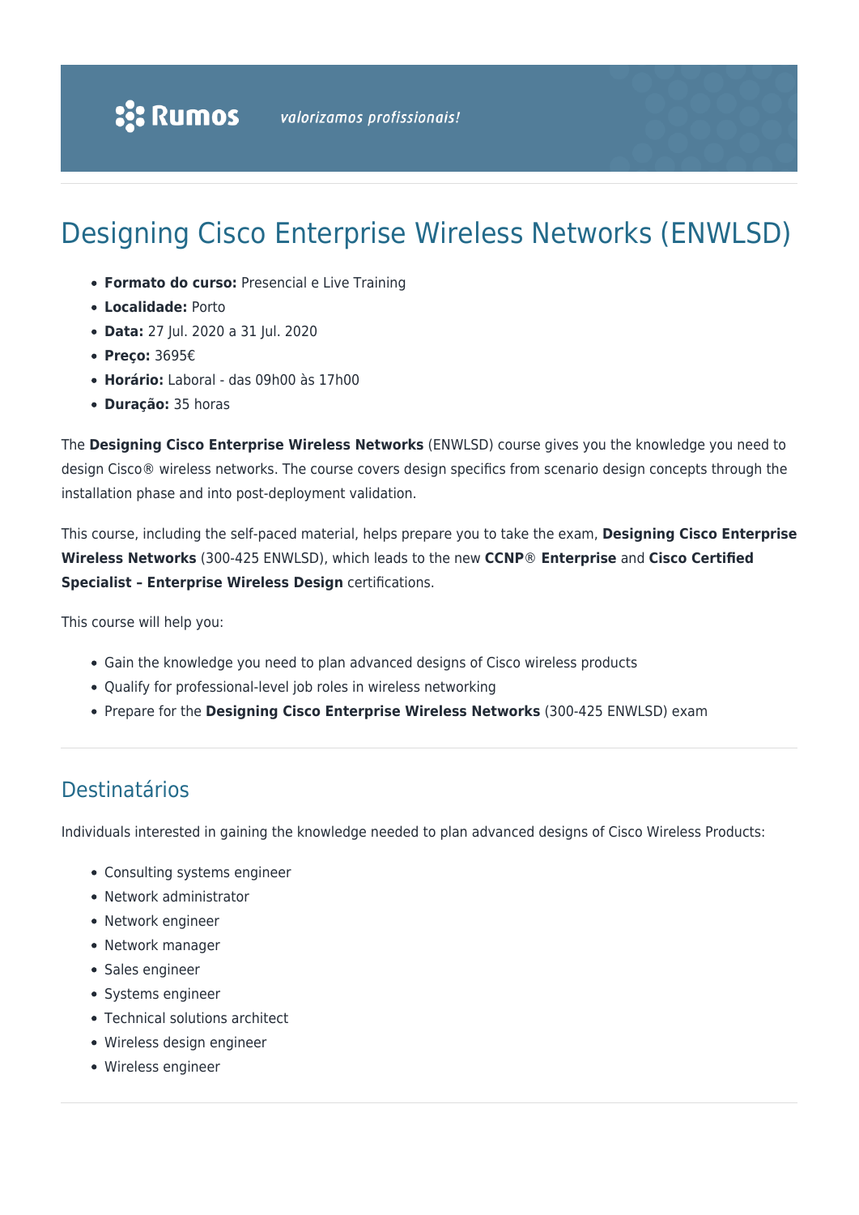# Designing Cisco Enterprise Wireless Networks (ENWLSD)

- **Formato do curso:** Presencial e Live Training
- **Localidade:** Porto
- **Data:** 27 Jul. 2020 a 31 Jul. 2020
- **Preço:** 3695€
- **Horário:** Laboral - das 09h00 às 17h00
- **Duração:** 35 horas

The **Designing Cisco Enterprise Wireless Networks** (ENWLSD) course gives you the knowledge you need to design Cisco® wireless networks. The course covers design specifics from scenario design concepts through the installation phase and into post-deployment validation.

This course, including the self-paced material, helps prepare you to take the exam, **Designing Cisco Enterprise Wireless Networks** (300-425 ENWLSD), which leads to the new **CCNP**® **Enterprise** and **Cisco Certified Specialist – Enterprise Wireless Design** certifications.

This course will help you:

- Gain the knowledge you need to plan advanced designs of Cisco wireless products
- Qualify for professional-level job roles in wireless networking
- Prepare for the **Designing Cisco Enterprise Wireless Networks** (300-425 ENWLSD) exam

## Destinatários

Individuals interested in gaining the knowledge needed to plan advanced designs of Cisco Wireless Products:

- Consulting systems engineer
- Network administrator
- Network engineer
- Network manager
- Sales engineer
- Systems engineer
- Technical solutions architect
- Wireless design engineer
- Wireless engineer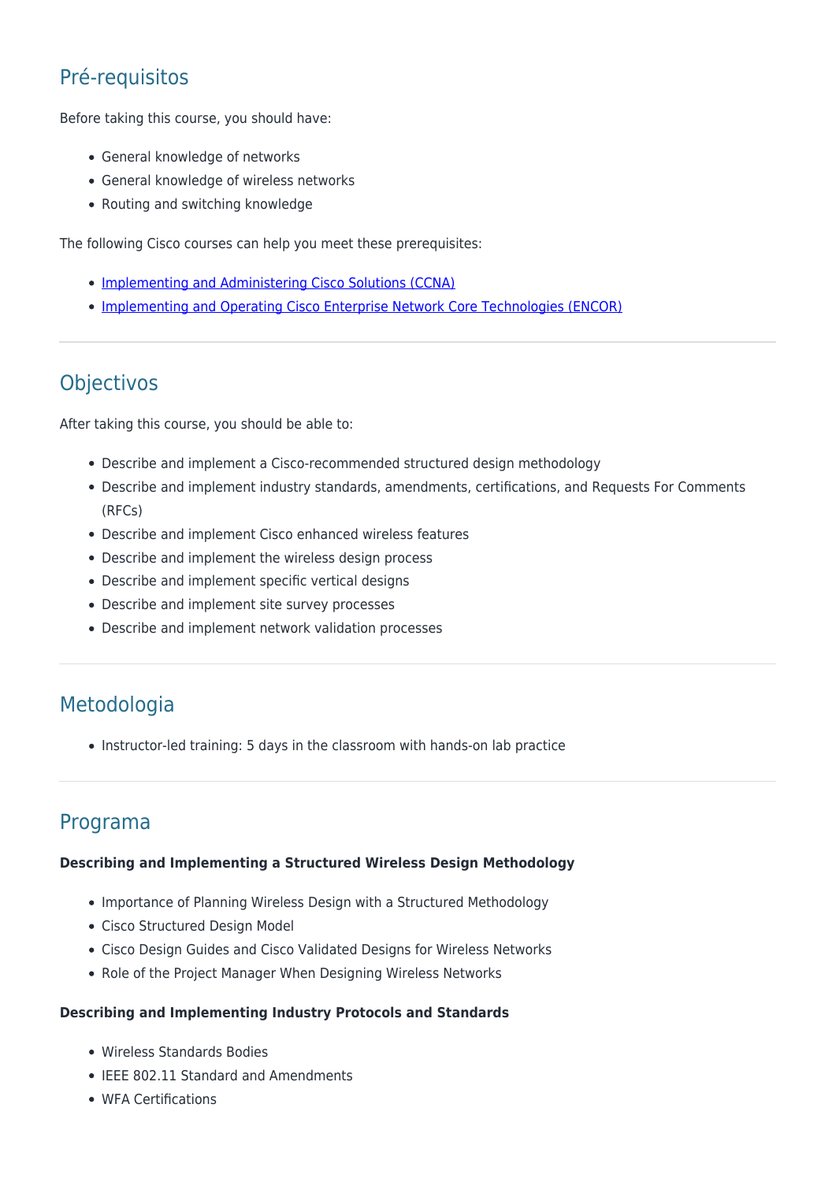## Pré-requisitos

Before taking this course, you should have:

- General knowledge of networks
- General knowledge of wireless networks
- Routing and switching knowledge

The following Cisco courses can help you meet these prerequisites:

- [Implementing and Administering Cisco Solutions (CCNA)]()
- [Implementing and Operating Cisco Enterprise Network Core Technologies (ENCOR)]()

---

## Objectivos

After taking this course, you should be able to:

- Describe and implement a Cisco-recommended structured design methodology
- Describe and implement industry standards, amendments, certifications, and Requests For Comments (RFCs)
- Describe and implement Cisco enhanced wireless features
- Describe and implement the wireless design process
- Describe and implement specific vertical designs
- Describe and implement site survey processes
- Describe and implement network validation processes

---

## Metodologia

- Instructor-led training: 5 days in the classroom with hands-on lab practice

---

## Programa

**Describing and Implementing a Structured Wireless Design Methodology**

- Importance of Planning Wireless Design with a Structured Methodology
- Cisco Structured Design Model
- Cisco Design Guides and Cisco Validated Designs for Wireless Networks
- Role of the Project Manager When Designing Wireless Networks

**Describing and Implementing Industry Protocols and Standards**

- Wireless Standards Bodies
- IEEE 802.11 Standard and Amendments
- WFA Certifications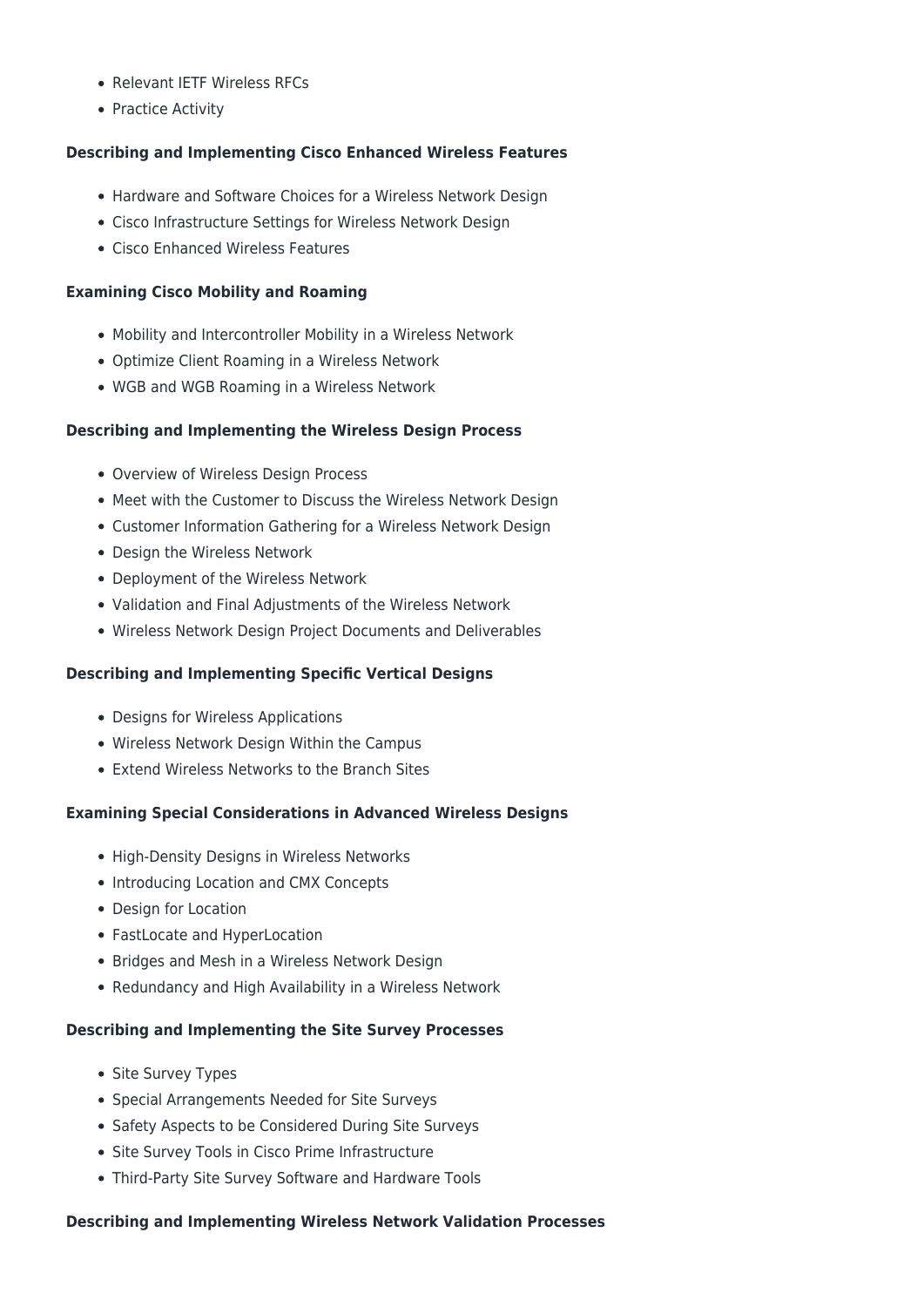- Relevant IETF Wireless RFCs
- Practice Activity

**Describing and Implementing Cisco Enhanced Wireless Features**

- Hardware and Software Choices for a Wireless Network Design
- Cisco Infrastructure Settings for Wireless Network Design
- Cisco Enhanced Wireless Features

**Examining Cisco Mobility and Roaming**

- Mobility and Intercontroller Mobility in a Wireless Network
- Optimize Client Roaming in a Wireless Network
- WGB and WGB Roaming in a Wireless Network

**Describing and Implementing the Wireless Design Process**

- Overview of Wireless Design Process
- Meet with the Customer to Discuss the Wireless Network Design
- Customer Information Gathering for a Wireless Network Design
- Design the Wireless Network
- Deployment of the Wireless Network
- Validation and Final Adjustments of the Wireless Network
- Wireless Network Design Project Documents and Deliverables

**Describing and Implementing Specific Vertical Designs**

- Designs for Wireless Applications
- Wireless Network Design Within the Campus
- Extend Wireless Networks to the Branch Sites

**Examining Special Considerations in Advanced Wireless Designs**

- High-Density Designs in Wireless Networks
- Introducing Location and CMX Concepts
- Design for Location
- FastLocate and HyperLocation
- Bridges and Mesh in a Wireless Network Design
- Redundancy and High Availability in a Wireless Network

**Describing and Implementing the Site Survey Processes**

- Site Survey Types
- Special Arrangements Needed for Site Surveys
- Safety Aspects to be Considered During Site Surveys
- Site Survey Tools in Cisco Prime Infrastructure
- Third-Party Site Survey Software and Hardware Tools

**Describing and Implementing Wireless Network Validation Processes**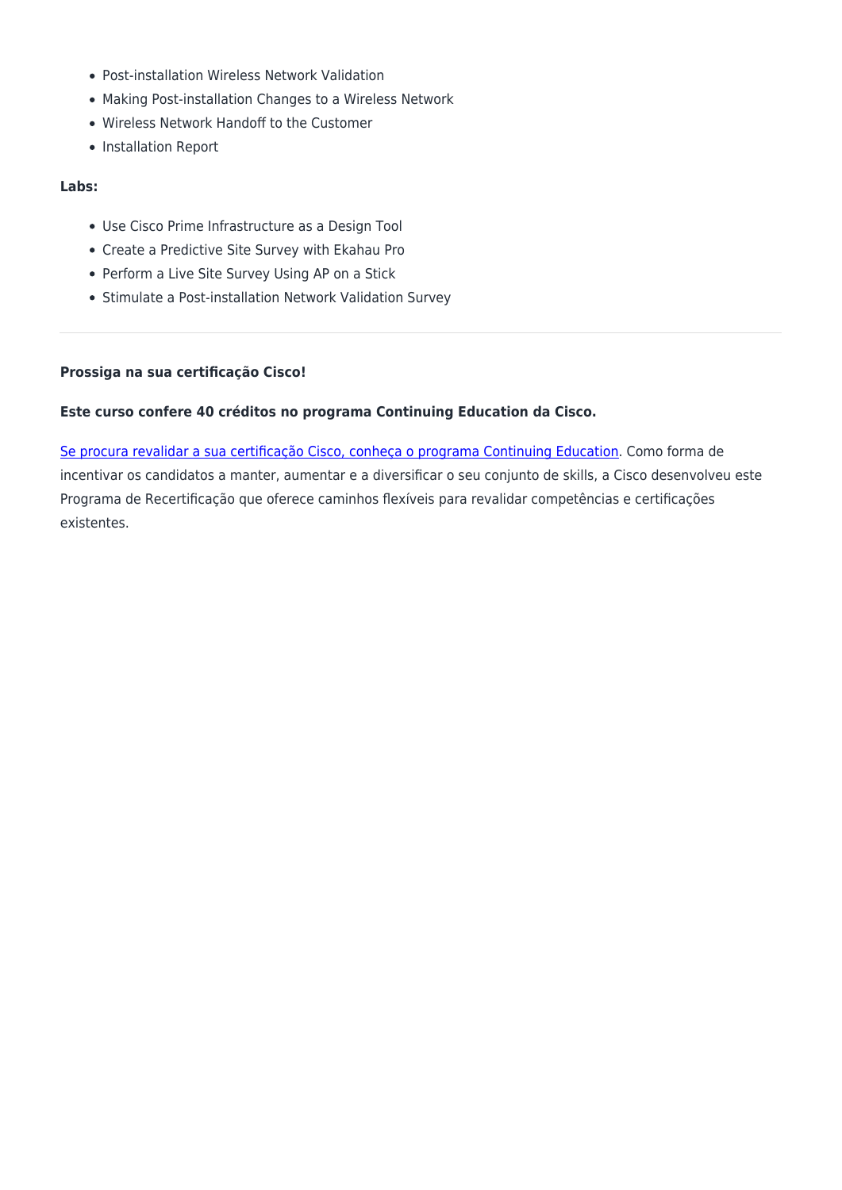- Post-installation Wireless Network Validation
- Making Post-installation Changes to a Wireless Network
- Wireless Network Handoff to the Customer
- Installation Report

**Labs:**

- Use Cisco Prime Infrastructure as a Design Tool
- Create a Predictive Site Survey with Ekahau Pro
- Perform a Live Site Survey Using AP on a Stick
- Stimulate a Post-installation Network Validation Survey

---

**Prossiga na sua certificação Cisco!**

**Este curso confere 40 créditos no programa Continuing Education da Cisco.**

Se procura revalidar a sua certificação Cisco, conheça o programa Continuing Education. Como forma de incentivar os candidatos a manter, aumentar e a diversificar o seu conjunto de skills, a Cisco desenvolveu este Programa de Recertificação que oferece caminhos flexíveis para revalidar competências e certificações existentes.